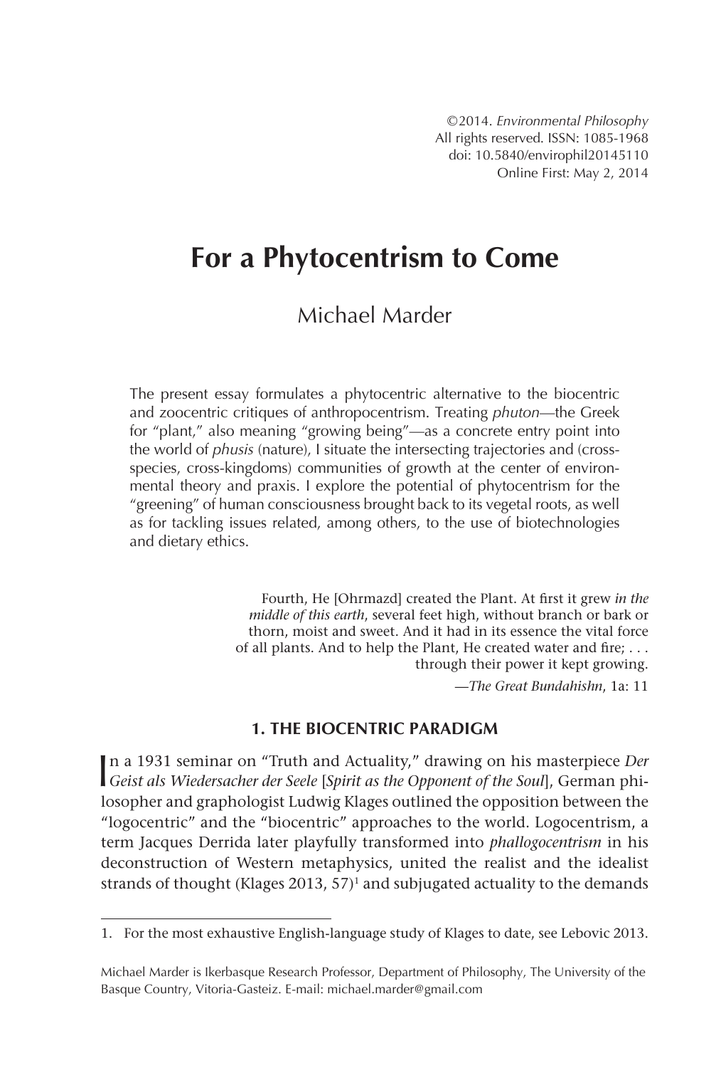©2014. *Environmental Philosophy*
All rights reserved. ISSN: 1085-1968
doi: 10.5840/envirophil20145110
Online First: May 2, 2014

# For a Phytocentrism to Come

Michael Marder

The present essay formulates a phytocentric alternative to the biocentric and zoocentric critiques of anthropocentrism. Treating *phuton*—the Greek for "plant," also meaning "growing being"—as a concrete entry point into the world of *phusis* (nature), I situate the intersecting trajectories and (cross-species, cross-kingdoms) communities of growth at the center of environmental theory and praxis. I explore the potential of phytocentrism for the "greening" of human consciousness brought back to its vegetal roots, as well as for tackling issues related, among others, to the use of biotechnologies and dietary ethics.

> Fourth, He [Ohrmazd] created the Plant. At first it grew *in the middle of this earth*, several feet high, without branch or bark or thorn, moist and sweet. And it had in its essence the vital force of all plants. And to help the Plant, He created water and fire; . . . through their power it kept growing.
>
> —*The Great Bundahishn*, 1a: 11

## 1. THE BIOCENTRIC PARADIGM

In a 1931 seminar on "Truth and Actuality," drawing on his masterpiece *Der Geist als Wiedersacher der Seele* [*Spirit as the Opponent of the Soul*], German philosopher and graphologist Ludwig Klages outlined the opposition between the "logocentric" and the "biocentric" approaches to the world. Logocentrism, a term Jacques Derrida later playfully transformed into *phallogocentrism* in his deconstruction of Western metaphysics, united the realist and the idealist strands of thought (Klages 2013, 57)[1] and subjugated actuality to the demands

1. For the most exhaustive English-language study of Klages to date, see Lebovic 2013.

Michael Marder is Ikerbasque Research Professor, Department of Philosophy, The University of the Basque Country, Vitoria-Gasteiz. E-mail: michael.marder@gmail.com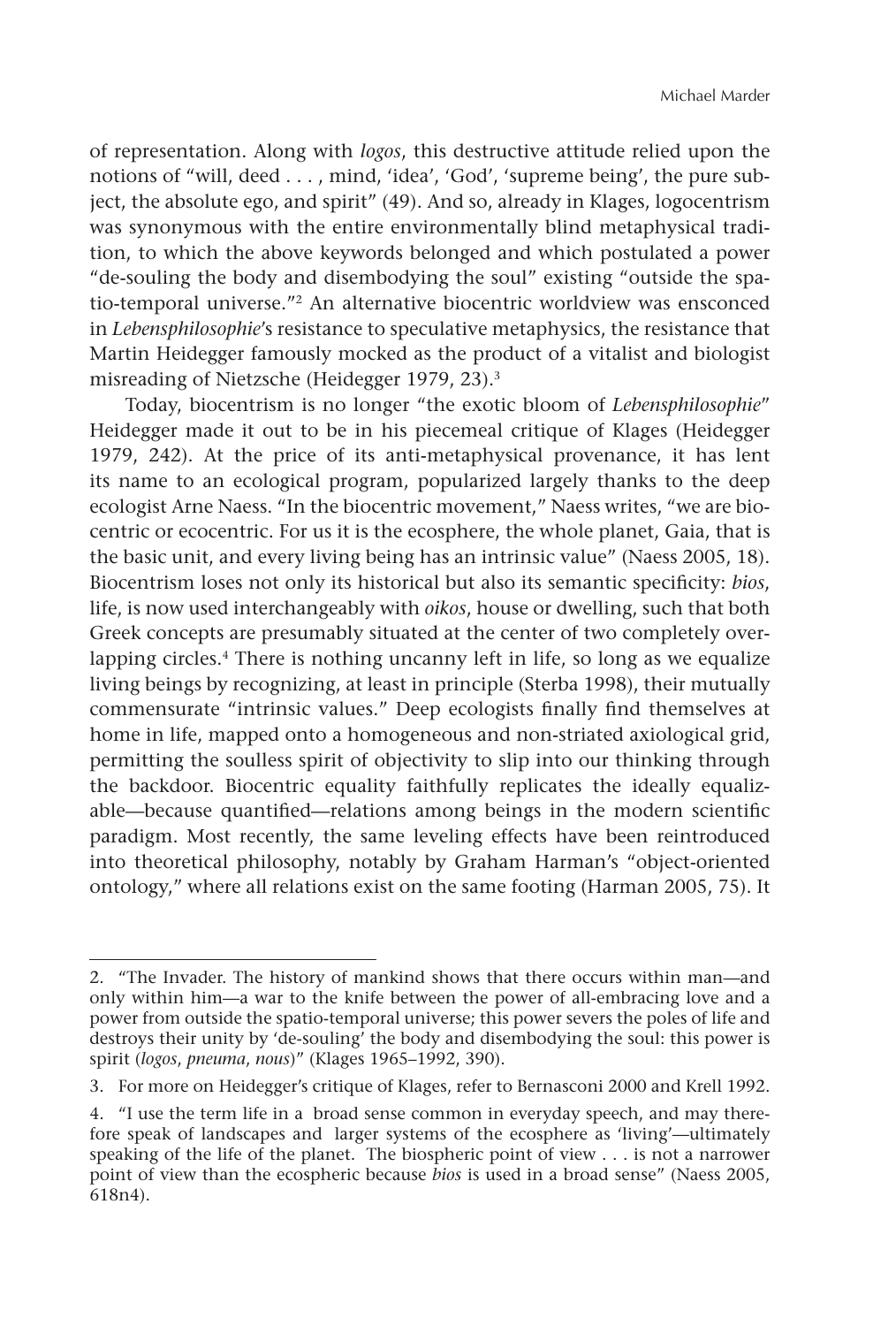of representation. Along with *logos*, this destructive attitude relied upon the notions of "will, deed . . . , mind, 'idea', 'God', 'supreme being', the pure subject, the absolute ego, and spirit" (49). And so, already in Klages, logocentrism was synonymous with the entire environmentally blind metaphysical tradition, to which the above keywords belonged and which postulated a power "de-souling the body and disembodying the soul" existing "outside the spatio-temporal universe."[2] An alternative biocentric worldview was ensconced in *Lebensphilosophie*'s resistance to speculative metaphysics, the resistance that Martin Heidegger famously mocked as the product of a vitalist and biologist misreading of Nietzsche (Heidegger 1979, 23).[3]

Today, biocentrism is no longer "the exotic bloom of *Lebensphilosophie*" Heidegger made it out to be in his piecemeal critique of Klages (Heidegger 1979, 242). At the price of its anti-metaphysical provenance, it has lent its name to an ecological program, popularized largely thanks to the deep ecologist Arne Naess. "In the biocentric movement," Naess writes, "we are biocentric or ecocentric. For us it is the ecosphere, the whole planet, Gaia, that is the basic unit, and every living being has an intrinsic value" (Naess 2005, 18). Biocentrism loses not only its historical but also its semantic specificity: *bios*, life, is now used interchangeably with *oikos*, house or dwelling, such that both Greek concepts are presumably situated at the center of two completely overlapping circles.[4] There is nothing uncanny left in life, so long as we equalize living beings by recognizing, at least in principle (Sterba 1998), their mutually commensurate "intrinsic values." Deep ecologists finally find themselves at home in life, mapped onto a homogeneous and non-striated axiological grid, permitting the soulless spirit of objectivity to slip into our thinking through the backdoor. Biocentric equality faithfully replicates the ideally equalizable—because quantified—relations among beings in the modern scientific paradigm. Most recently, the same leveling effects have been reintroduced into theoretical philosophy, notably by Graham Harman's "object-oriented ontology," where all relations exist on the same footing (Harman 2005, 75). It

---

2. "The Invader. The history of mankind shows that there occurs within man—and only within him—a war to the knife between the power of all-embracing love and a power from outside the spatio-temporal universe; this power severs the poles of life and destroys their unity by 'de-souling' the body and disembodying the soul: this power is spirit (*logos*, *pneuma*, *nous*)" (Klages 1965–1992, 390).

3. For more on Heidegger's critique of Klages, refer to Bernasconi 2000 and Krell 1992.

4. "I use the term life in a broad sense common in everyday speech, and may therefore speak of landscapes and larger systems of the ecosphere as 'living'—ultimately speaking of the life of the planet. The biospheric point of view . . . is not a narrower point of view than the ecospheric because *bios* is used in a broad sense" (Naess 2005, 618n4).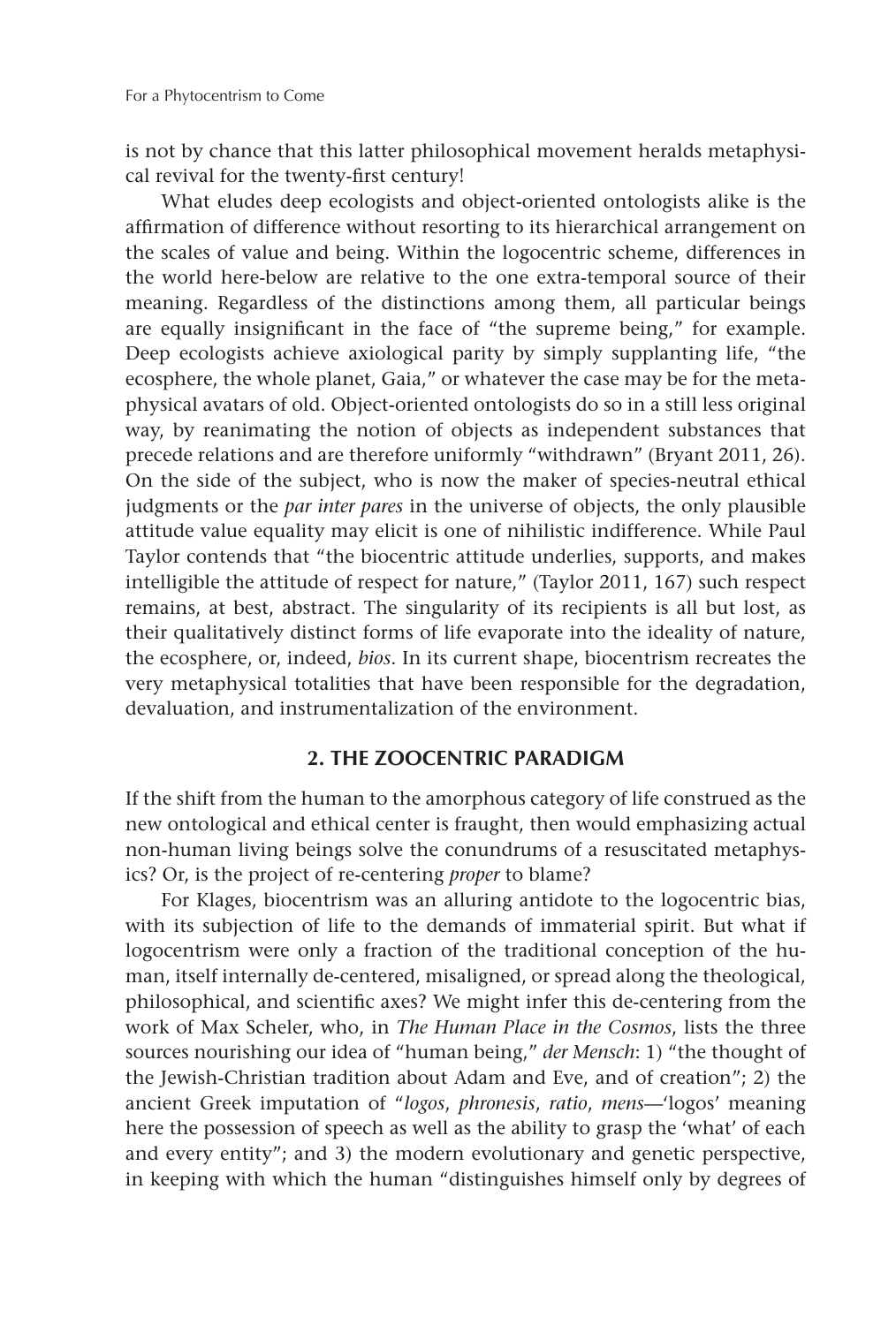is not by chance that this latter philosophical movement heralds metaphysical revival for the twenty-first century!

What eludes deep ecologists and object-oriented ontologists alike is the affirmation of difference without resorting to its hierarchical arrangement on the scales of value and being. Within the logocentric scheme, differences in the world here-below are relative to the one extra-temporal source of their meaning. Regardless of the distinctions among them, all particular beings are equally insignificant in the face of "the supreme being," for example. Deep ecologists achieve axiological parity by simply supplanting life, "the ecosphere, the whole planet, Gaia," or whatever the case may be for the metaphysical avatars of old. Object-oriented ontologists do so in a still less original way, by reanimating the notion of objects as independent substances that precede relations and are therefore uniformly "withdrawn" (Bryant 2011, 26). On the side of the subject, who is now the maker of species-neutral ethical judgments or the *par inter pares* in the universe of objects, the only plausible attitude value equality may elicit is one of nihilistic indifference. While Paul Taylor contends that "the biocentric attitude underlies, supports, and makes intelligible the attitude of respect for nature," (Taylor 2011, 167) such respect remains, at best, abstract. The singularity of its recipients is all but lost, as their qualitatively distinct forms of life evaporate into the ideality of nature, the ecosphere, or, indeed, *bios*. In its current shape, biocentrism recreates the very metaphysical totalities that have been responsible for the degradation, devaluation, and instrumentalization of the environment.

## 2. THE ZOOCENTRIC PARADIGM

If the shift from the human to the amorphous category of life construed as the new ontological and ethical center is fraught, then would emphasizing actual non-human living beings solve the conundrums of a resuscitated metaphysics? Or, is the project of re-centering *proper* to blame?

For Klages, biocentrism was an alluring antidote to the logocentric bias, with its subjection of life to the demands of immaterial spirit. But what if logocentrism were only a fraction of the traditional conception of the human, itself internally de-centered, misaligned, or spread along the theological, philosophical, and scientific axes? We might infer this de-centering from the work of Max Scheler, who, in *The Human Place in the Cosmos*, lists the three sources nourishing our idea of "human being," *der Mensch*: 1) "the thought of the Jewish-Christian tradition about Adam and Eve, and of creation"; 2) the ancient Greek imputation of "*logos*, *phronesis*, *ratio*, *mens*—'logos' meaning here the possession of speech as well as the ability to grasp the 'what' of each and every entity"; and 3) the modern evolutionary and genetic perspective, in keeping with which the human "distinguishes himself only by degrees of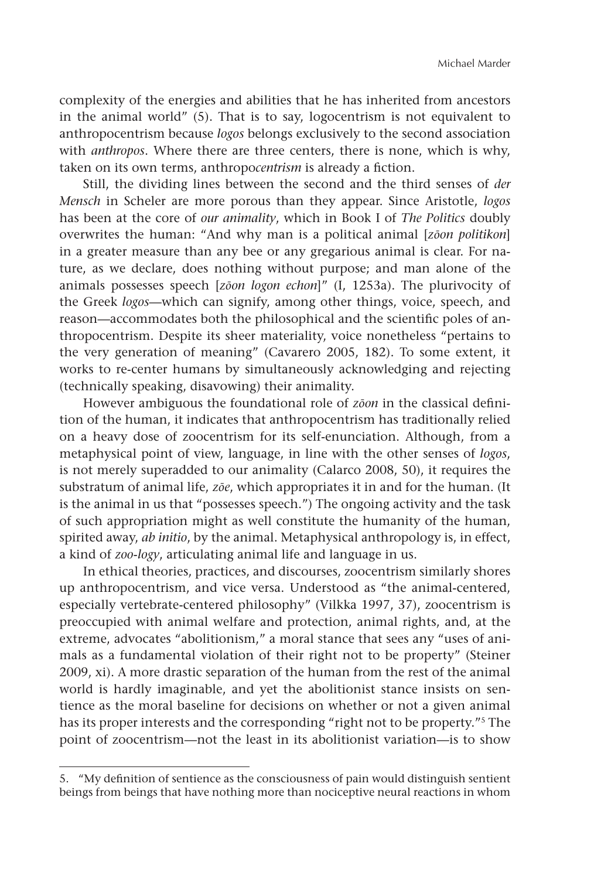complexity of the energies and abilities that he has inherited from ancestors in the animal world" (5). That is to say, logocentrism is not equivalent to anthropocentrism because *logos* belongs exclusively to the second association with *anthropos*. Where there are three centers, there is none, which is why, taken on its own terms, anthropo*centrism* is already a fiction.

Still, the dividing lines between the second and the third senses of *der Mensch* in Scheler are more porous than they appear. Since Aristotle, *logos* has been at the core of *our animality*, which in Book I of *The Politics* doubly overwrites the human: "And why man is a political animal [*zōon politikon*] in a greater measure than any bee or any gregarious animal is clear. For nature, as we declare, does nothing without purpose; and man alone of the animals possesses speech [*zōon logon echon*]" (I, 1253a). The plurivocity of the Greek *logos*—which can signify, among other things, voice, speech, and reason—accommodates both the philosophical and the scientific poles of anthropocentrism. Despite its sheer materiality, voice nonetheless "pertains to the very generation of meaning" (Cavarero 2005, 182). To some extent, it works to re-center humans by simultaneously acknowledging and rejecting (technically speaking, disavowing) their animality.

However ambiguous the foundational role of *zōon* in the classical definition of the human, it indicates that anthropocentrism has traditionally relied on a heavy dose of zoocentrism for its self-enunciation. Although, from a metaphysical point of view, language, in line with the other senses of *logos*, is not merely superadded to our animality (Calarco 2008, 50), it requires the substratum of animal life, *zōe*, which appropriates it in and for the human. (It is the animal in us that "possesses speech.") The ongoing activity and the task of such appropriation might as well constitute the humanity of the human, spirited away, *ab initio*, by the animal. Metaphysical anthropology is, in effect, a kind of *zoo-logy*, articulating animal life and language in us.

In ethical theories, practices, and discourses, zoocentrism similarly shores up anthropocentrism, and vice versa. Understood as "the animal-centered, especially vertebrate-centered philosophy" (Vilkka 1997, 37), zoocentrism is preoccupied with animal welfare and protection, animal rights, and, at the extreme, advocates "abolitionism," a moral stance that sees any "uses of animals as a fundamental violation of their right not to be property" (Steiner 2009, xi). A more drastic separation of the human from the rest of the animal world is hardly imaginable, and yet the abolitionist stance insists on sentience as the moral baseline for decisions on whether or not a given animal has its proper interests and the corresponding "right not to be property."[5] The point of zoocentrism—not the least in its abolitionist variation—is to show

---

5. "My definition of sentience as the consciousness of pain would distinguish sentient beings from beings that have nothing more than nociceptive neural reactions in whom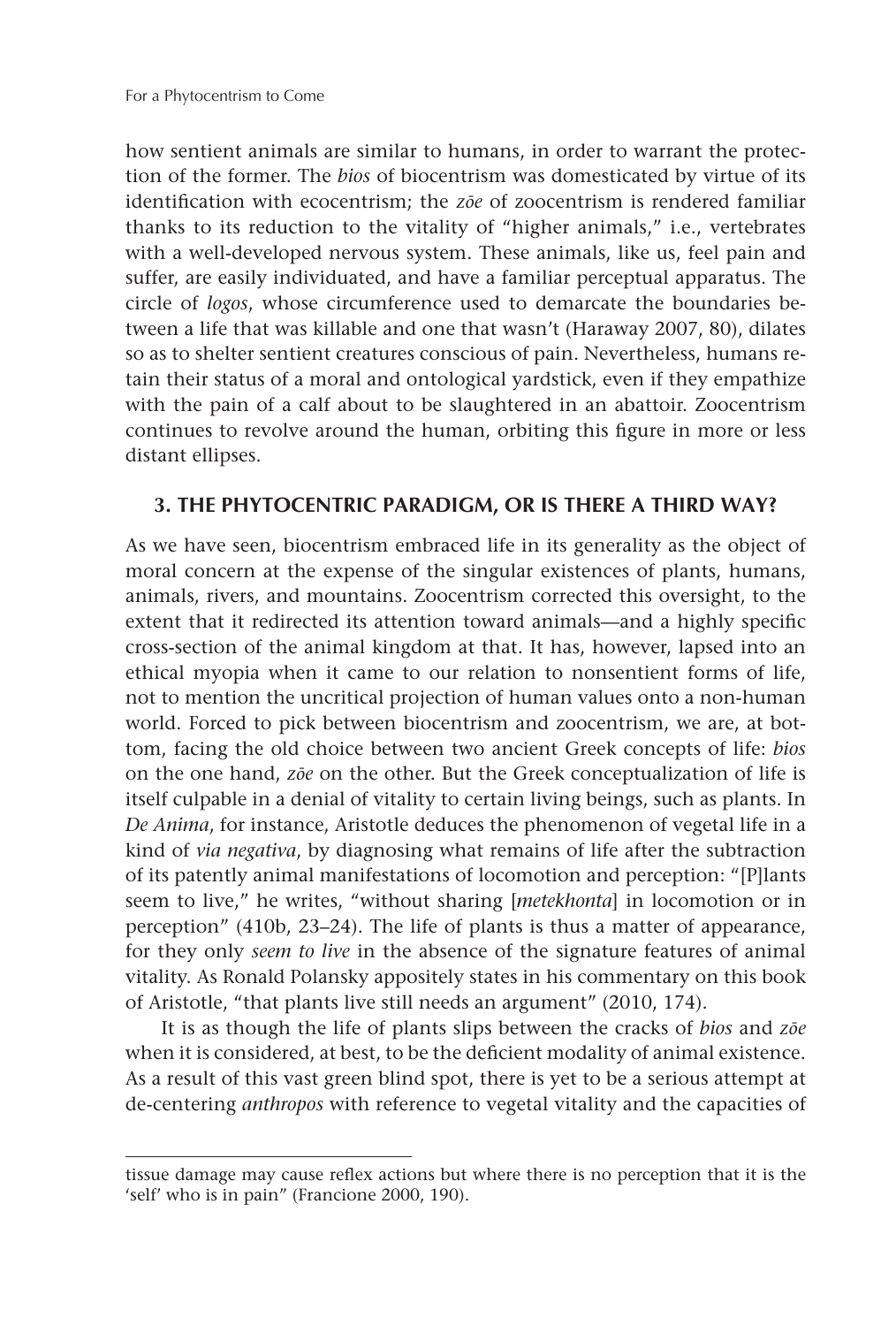how sentient animals are similar to humans, in order to warrant the protection of the former. The *bios* of biocentrism was domesticated by virtue of its identification with ecocentrism; the *zōe* of zoocentrism is rendered familiar thanks to its reduction to the vitality of "higher animals," i.e., vertebrates with a well-developed nervous system. These animals, like us, feel pain and suffer, are easily individuated, and have a familiar perceptual apparatus. The circle of *logos*, whose circumference used to demarcate the boundaries between a life that was killable and one that wasn't (Haraway 2007, 80), dilates so as to shelter sentient creatures conscious of pain. Nevertheless, humans retain their status of a moral and ontological yardstick, even if they empathize with the pain of a calf about to be slaughtered in an abattoir. Zoocentrism continues to revolve around the human, orbiting this figure in more or less distant ellipses.

## 3. THE PHYTOCENTRIC PARADIGM, OR IS THERE A THIRD WAY?

As we have seen, biocentrism embraced life in its generality as the object of moral concern at the expense of the singular existences of plants, humans, animals, rivers, and mountains. Zoocentrism corrected this oversight, to the extent that it redirected its attention toward animals—and a highly specific cross-section of the animal kingdom at that. It has, however, lapsed into an ethical myopia when it came to our relation to nonsentient forms of life, not to mention the uncritical projection of human values onto a non-human world. Forced to pick between biocentrism and zoocentrism, we are, at bottom, facing the old choice between two ancient Greek concepts of life: *bios* on the one hand, *zōe* on the other. But the Greek conceptualization of life is itself culpable in a denial of vitality to certain living beings, such as plants. In *De Anima*, for instance, Aristotle deduces the phenomenon of vegetal life in a kind of *via negativa*, by diagnosing what remains of life after the subtraction of its patently animal manifestations of locomotion and perception: "[P]lants seem to live," he writes, "without sharing [*metekhonta*] in locomotion or in perception" (410b, 23–24). The life of plants is thus a matter of appearance, for they only *seem to live* in the absence of the signature features of animal vitality. As Ronald Polansky appositely states in his commentary on this book of Aristotle, "that plants live still needs an argument" (2010, 174).

It is as though the life of plants slips between the cracks of *bios* and *zōe* when it is considered, at best, to be the deficient modality of animal existence. As a result of this vast green blind spot, there is yet to be a serious attempt at de-centering *anthropos* with reference to vegetal vitality and the capacities of

---

tissue damage may cause reflex actions but where there is no perception that it is the 'self' who is in pain" (Francione 2000, 190).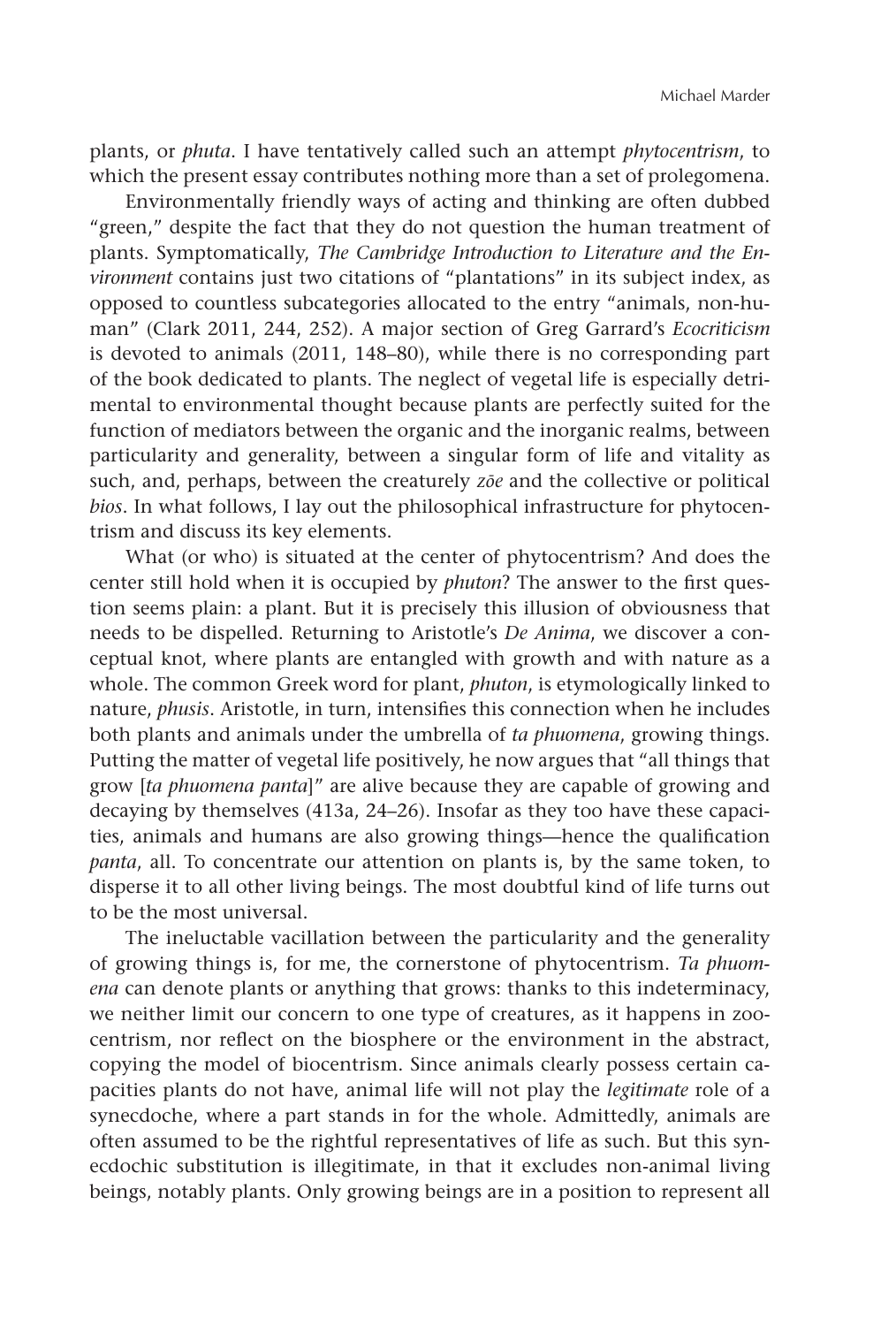plants, or *phuta*. I have tentatively called such an attempt *phytocentrism*, to which the present essay contributes nothing more than a set of prolegomena.

Environmentally friendly ways of acting and thinking are often dubbed "green," despite the fact that they do not question the human treatment of plants. Symptomatically, *The Cambridge Introduction to Literature and the Environment* contains just two citations of "plantations" in its subject index, as opposed to countless subcategories allocated to the entry "animals, non-human" (Clark 2011, 244, 252). A major section of Greg Garrard's *Ecocriticism* is devoted to animals (2011, 148–80), while there is no corresponding part of the book dedicated to plants. The neglect of vegetal life is especially detrimental to environmental thought because plants are perfectly suited for the function of mediators between the organic and the inorganic realms, between particularity and generality, between a singular form of life and vitality as such, and, perhaps, between the creaturely *zōe* and the collective or political *bios*. In what follows, I lay out the philosophical infrastructure for phytocentrism and discuss its key elements.

What (or who) is situated at the center of phytocentrism? And does the center still hold when it is occupied by *phuton*? The answer to the first question seems plain: a plant. But it is precisely this illusion of obviousness that needs to be dispelled. Returning to Aristotle's *De Anima*, we discover a conceptual knot, where plants are entangled with growth and with nature as a whole. The common Greek word for plant, *phuton*, is etymologically linked to nature, *phusis*. Aristotle, in turn, intensifies this connection when he includes both plants and animals under the umbrella of *ta phuomena*, growing things. Putting the matter of vegetal life positively, he now argues that "all things that grow [*ta phuomena panta*]" are alive because they are capable of growing and decaying by themselves (413a, 24–26). Insofar as they too have these capacities, animals and humans are also growing things—hence the qualification *panta*, all. To concentrate our attention on plants is, by the same token, to disperse it to all other living beings. The most doubtful kind of life turns out to be the most universal.

The ineluctable vacillation between the particularity and the generality of growing things is, for me, the cornerstone of phytocentrism. *Ta phuomena* can denote plants or anything that grows: thanks to this indeterminacy, we neither limit our concern to one type of creatures, as it happens in zoocentrism, nor reflect on the biosphere or the environment in the abstract, copying the model of biocentrism. Since animals clearly possess certain capacities plants do not have, animal life will not play the *legitimate* role of a synecdoche, where a part stands in for the whole. Admittedly, animals are often assumed to be the rightful representatives of life as such. But this synecdochic substitution is illegitimate, in that it excludes non-animal living beings, notably plants. Only growing beings are in a position to represent all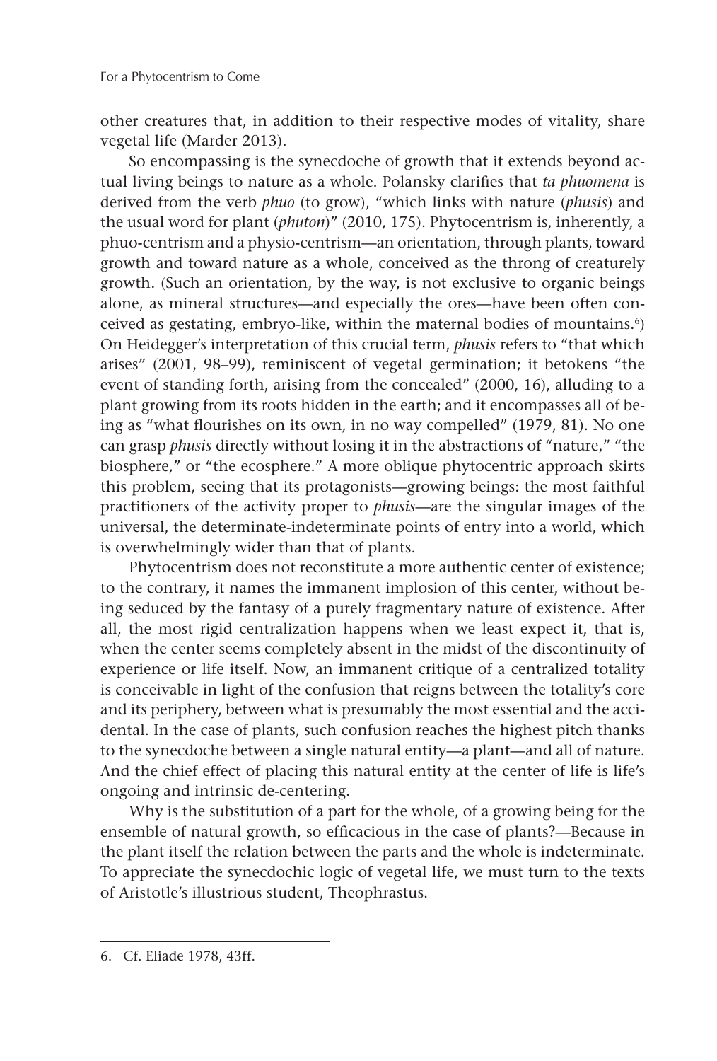other creatures that, in addition to their respective modes of vitality, share vegetal life (Marder 2013).

So encompassing is the synecdoche of growth that it extends beyond actual living beings to nature as a whole. Polansky clarifies that *ta phuomena* is derived from the verb *phuo* (to grow), "which links with nature (*phusis*) and the usual word for plant (*phuton*)" (2010, 175). Phytocentrism is, inherently, a phuo-centrism and a physio-centrism—an orientation, through plants, toward growth and toward nature as a whole, conceived as the throng of creaturely growth. (Such an orientation, by the way, is not exclusive to organic beings alone, as mineral structures—and especially the ores—have been often conceived as gestating, embryo-like, within the maternal bodies of mountains.[6]) On Heidegger's interpretation of this crucial term, *phusis* refers to "that which arises" (2001, 98–99), reminiscent of vegetal germination; it betokens "the event of standing forth, arising from the concealed" (2000, 16), alluding to a plant growing from its roots hidden in the earth; and it encompasses all of being as "what flourishes on its own, in no way compelled" (1979, 81). No one can grasp *phusis* directly without losing it in the abstractions of "nature," "the biosphere," or "the ecosphere." A more oblique phytocentric approach skirts this problem, seeing that its protagonists—growing beings: the most faithful practitioners of the activity proper to *phusis*—are the singular images of the universal, the determinate-indeterminate points of entry into a world, which is overwhelmingly wider than that of plants.

Phytocentrism does not reconstitute a more authentic center of existence; to the contrary, it names the immanent implosion of this center, without being seduced by the fantasy of a purely fragmentary nature of existence. After all, the most rigid centralization happens when we least expect it, that is, when the center seems completely absent in the midst of the discontinuity of experience or life itself. Now, an immanent critique of a centralized totality is conceivable in light of the confusion that reigns between the totality's core and its periphery, between what is presumably the most essential and the accidental. In the case of plants, such confusion reaches the highest pitch thanks to the synecdoche between a single natural entity—a plant—and all of nature. And the chief effect of placing this natural entity at the center of life is life's ongoing and intrinsic de-centering.

Why is the substitution of a part for the whole, of a growing being for the ensemble of natural growth, so efficacious in the case of plants?—Because in the plant itself the relation between the parts and the whole is indeterminate. To appreciate the synecdochic logic of vegetal life, we must turn to the texts of Aristotle's illustrious student, Theophrastus.

---

6. Cf. Eliade 1978, 43ff.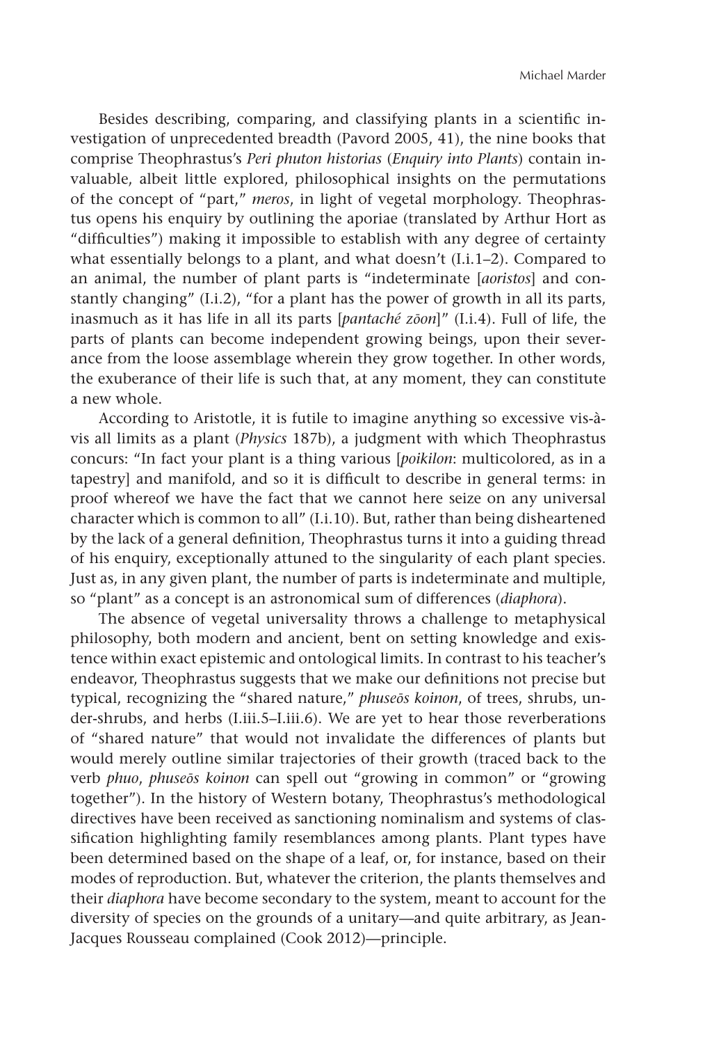Besides describing, comparing, and classifying plants in a scientific investigation of unprecedented breadth (Pavord 2005, 41), the nine books that comprise Theophrastus's *Peri phuton historias* (*Enquiry into Plants*) contain invaluable, albeit little explored, philosophical insights on the permutations of the concept of "part," *meros*, in light of vegetal morphology. Theophrastus opens his enquiry by outlining the aporiae (translated by Arthur Hort as "difficulties") making it impossible to establish with any degree of certainty what essentially belongs to a plant, and what doesn't (I.i.1–2). Compared to an animal, the number of plant parts is "indeterminate [*aoristos*] and constantly changing" (I.i.2), "for a plant has the power of growth in all its parts, inasmuch as it has life in all its parts [*pantaché zōon*]" (I.i.4). Full of life, the parts of plants can become independent growing beings, upon their severance from the loose assemblage wherein they grow together. In other words, the exuberance of their life is such that, at any moment, they can constitute a new whole.

According to Aristotle, it is futile to imagine anything so excessive vis-à-vis all limits as a plant (*Physics* 187b), a judgment with which Theophrastus concurs: "In fact your plant is a thing various [*poikilon*: multicolored, as in a tapestry] and manifold, and so it is difficult to describe in general terms: in proof whereof we have the fact that we cannot here seize on any universal character which is common to all" (I.i.10). But, rather than being disheartened by the lack of a general definition, Theophrastus turns it into a guiding thread of his enquiry, exceptionally attuned to the singularity of each plant species. Just as, in any given plant, the number of parts is indeterminate and multiple, so "plant" as a concept is an astronomical sum of differences (*diaphora*).

The absence of vegetal universality throws a challenge to metaphysical philosophy, both modern and ancient, bent on setting knowledge and existence within exact epistemic and ontological limits. In contrast to his teacher's endeavor, Theophrastus suggests that we make our definitions not precise but typical, recognizing the "shared nature," *phuseōs koinon*, of trees, shrubs, under-shrubs, and herbs (I.iii.5–I.iii.6). We are yet to hear those reverberations of "shared nature" that would not invalidate the differences of plants but would merely outline similar trajectories of their growth (traced back to the verb *phuo*, *phuseōs koinon* can spell out "growing in common" or "growing together"). In the history of Western botany, Theophrastus's methodological directives have been received as sanctioning nominalism and systems of classification highlighting family resemblances among plants. Plant types have been determined based on the shape of a leaf, or, for instance, based on their modes of reproduction. But, whatever the criterion, the plants themselves and their *diaphora* have become secondary to the system, meant to account for the diversity of species on the grounds of a unitary—and quite arbitrary, as Jean-Jacques Rousseau complained (Cook 2012)—principle.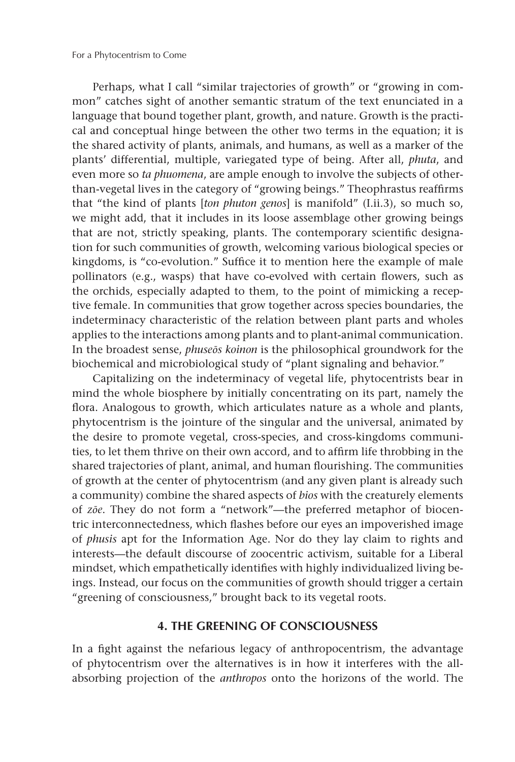Perhaps, what I call "similar trajectories of growth" or "growing in common" catches sight of another semantic stratum of the text enunciated in a language that bound together plant, growth, and nature. Growth is the practical and conceptual hinge between the other two terms in the equation; it is the shared activity of plants, animals, and humans, as well as a marker of the plants' differential, multiple, variegated type of being. After all, *phuta*, and even more so *ta phuomena*, are ample enough to involve the subjects of other-than-vegetal lives in the category of "growing beings." Theophrastus reaffirms that "the kind of plants [*ton phuton genos*] is manifold" (I.ii.3), so much so, we might add, that it includes in its loose assemblage other growing beings that are not, strictly speaking, plants. The contemporary scientific designation for such communities of growth, welcoming various biological species or kingdoms, is "co-evolution." Suffice it to mention here the example of male pollinators (e.g., wasps) that have co-evolved with certain flowers, such as the orchids, especially adapted to them, to the point of mimicking a receptive female. In communities that grow together across species boundaries, the indeterminacy characteristic of the relation between plant parts and wholes applies to the interactions among plants and to plant-animal communication. In the broadest sense, *phuseōs koinon* is the philosophical groundwork for the biochemical and microbiological study of "plant signaling and behavior."

Capitalizing on the indeterminacy of vegetal life, phytocentrists bear in mind the whole biosphere by initially concentrating on its part, namely the flora. Analogous to growth, which articulates nature as a whole and plants, phytocentrism is the jointure of the singular and the universal, animated by the desire to promote vegetal, cross-species, and cross-kingdoms communities, to let them thrive on their own accord, and to affirm life throbbing in the shared trajectories of plant, animal, and human flourishing. The communities of growth at the center of phytocentrism (and any given plant is already such a community) combine the shared aspects of *bios* with the creaturely elements of *zōe*. They do not form a "network"—the preferred metaphor of biocentric interconnectedness, which flashes before our eyes an impoverished image of *phusis* apt for the Information Age. Nor do they lay claim to rights and interests—the default discourse of zoocentric activism, suitable for a Liberal mindset, which empathetically identifies with highly individualized living beings. Instead, our focus on the communities of growth should trigger a certain "greening of consciousness," brought back to its vegetal roots.

## 4. THE GREENING OF CONSCIOUSNESS

In a fight against the nefarious legacy of anthropocentrism, the advantage of phytocentrism over the alternatives is in how it interferes with the all-absorbing projection of the *anthropos* onto the horizons of the world. The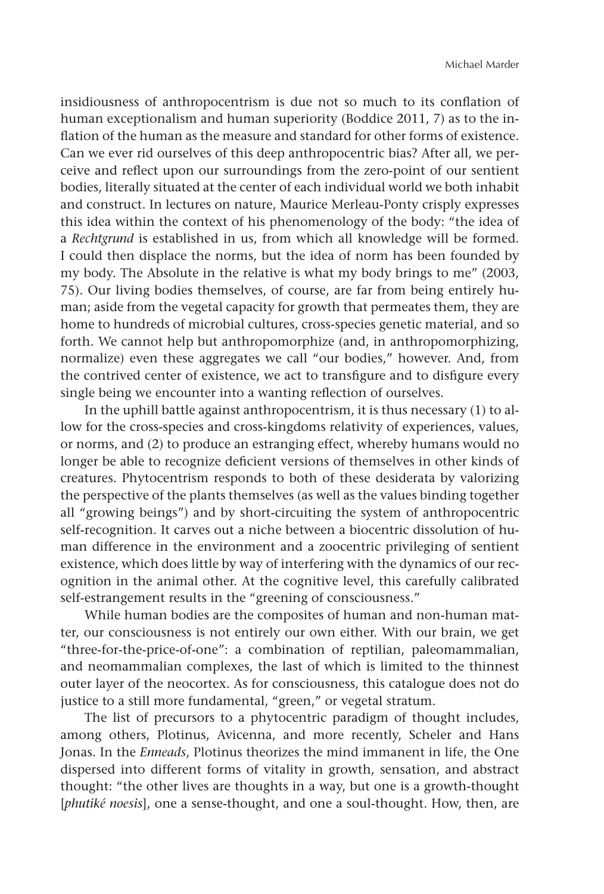insidiousness of anthropocentrism is due not so much to its conflation of human exceptionalism and human superiority (Boddice 2011, 7) as to the inflation of the human as the measure and standard for other forms of existence. Can we ever rid ourselves of this deep anthropocentric bias? After all, we perceive and reflect upon our surroundings from the zero-point of our sentient bodies, literally situated at the center of each individual world we both inhabit and construct. In lectures on nature, Maurice Merleau-Ponty crisply expresses this idea within the context of his phenomenology of the body: "the idea of a *Rechtgrund* is established in us, from which all knowledge will be formed. I could then displace the norms, but the idea of norm has been founded by my body. The Absolute in the relative is what my body brings to me" (2003, 75). Our living bodies themselves, of course, are far from being entirely human; aside from the vegetal capacity for growth that permeates them, they are home to hundreds of microbial cultures, cross-species genetic material, and so forth. We cannot help but anthropomorphize (and, in anthropomorphizing, normalize) even these aggregates we call "our bodies," however. And, from the contrived center of existence, we act to transfigure and to disfigure every single being we encounter into a wanting reflection of ourselves.

In the uphill battle against anthropocentrism, it is thus necessary (1) to allow for the cross-species and cross-kingdoms relativity of experiences, values, or norms, and (2) to produce an estranging effect, whereby humans would no longer be able to recognize deficient versions of themselves in other kinds of creatures. Phytocentrism responds to both of these desiderata by valorizing the perspective of the plants themselves (as well as the values binding together all "growing beings") and by short-circuiting the system of anthropocentric self-recognition. It carves out a niche between a biocentric dissolution of human difference in the environment and a zoocentric privileging of sentient existence, which does little by way of interfering with the dynamics of our recognition in the animal other. At the cognitive level, this carefully calibrated self-estrangement results in the "greening of consciousness."

While human bodies are the composites of human and non-human matter, our consciousness is not entirely our own either. With our brain, we get "three-for-the-price-of-one": a combination of reptilian, paleomammalian, and neomammalian complexes, the last of which is limited to the thinnest outer layer of the neocortex. As for consciousness, this catalogue does not do justice to a still more fundamental, "green," or vegetal stratum.

The list of precursors to a phytocentric paradigm of thought includes, among others, Plotinus, Avicenna, and more recently, Scheler and Hans Jonas. In the *Enneads*, Plotinus theorizes the mind immanent in life, the One dispersed into different forms of vitality in growth, sensation, and abstract thought: "the other lives are thoughts in a way, but one is a growth-thought [*phutiké noesis*], one a sense-thought, and one a soul-thought. How, then, are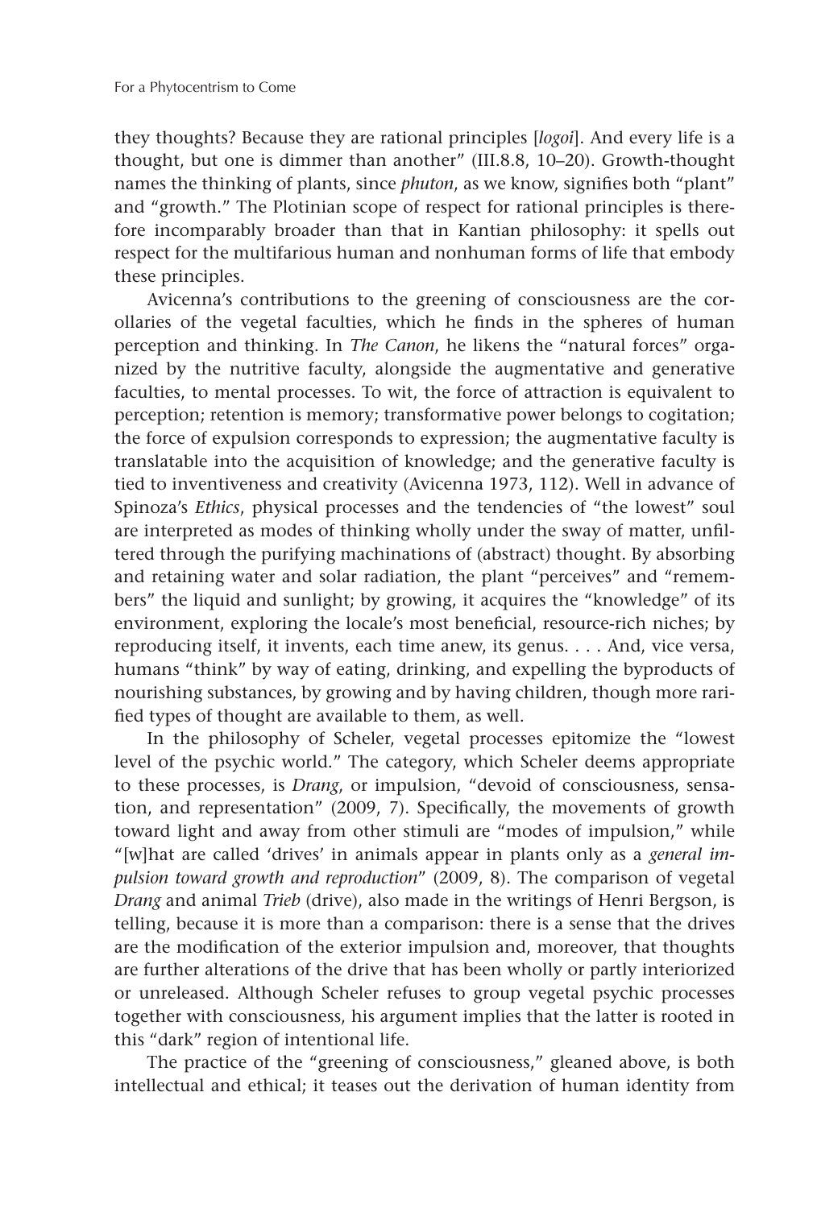they thoughts? Because they are rational principles [*logoi*]. And every life is a thought, but one is dimmer than another" (III.8.8, 10–20). Growth-thought names the thinking of plants, since *phuton*, as we know, signifies both "plant" and "growth." The Plotinian scope of respect for rational principles is therefore incomparably broader than that in Kantian philosophy: it spells out respect for the multifarious human and nonhuman forms of life that embody these principles.

Avicenna's contributions to the greening of consciousness are the corollaries of the vegetal faculties, which he finds in the spheres of human perception and thinking. In *The Canon*, he likens the "natural forces" organized by the nutritive faculty, alongside the augmentative and generative faculties, to mental processes. To wit, the force of attraction is equivalent to perception; retention is memory; transformative power belongs to cogitation; the force of expulsion corresponds to expression; the augmentative faculty is translatable into the acquisition of knowledge; and the generative faculty is tied to inventiveness and creativity (Avicenna 1973, 112). Well in advance of Spinoza's *Ethics*, physical processes and the tendencies of "the lowest" soul are interpreted as modes of thinking wholly under the sway of matter, unfiltered through the purifying machinations of (abstract) thought. By absorbing and retaining water and solar radiation, the plant "perceives" and "remembers" the liquid and sunlight; by growing, it acquires the "knowledge" of its environment, exploring the locale's most beneficial, resource-rich niches; by reproducing itself, it invents, each time anew, its genus. . . . And, vice versa, humans "think" by way of eating, drinking, and expelling the byproducts of nourishing substances, by growing and by having children, though more rarified types of thought are available to them, as well.

In the philosophy of Scheler, vegetal processes epitomize the "lowest level of the psychic world." The category, which Scheler deems appropriate to these processes, is *Drang*, or impulsion, "devoid of consciousness, sensation, and representation" (2009, 7). Specifically, the movements of growth toward light and away from other stimuli are "modes of impulsion," while "[w]hat are called 'drives' in animals appear in plants only as a *general impulsion toward growth and reproduction*" (2009, 8). The comparison of vegetal *Drang* and animal *Trieb* (drive), also made in the writings of Henri Bergson, is telling, because it is more than a comparison: there is a sense that the drives are the modification of the exterior impulsion and, moreover, that thoughts are further alterations of the drive that has been wholly or partly interiorized or unreleased. Although Scheler refuses to group vegetal psychic processes together with consciousness, his argument implies that the latter is rooted in this "dark" region of intentional life.

The practice of the "greening of consciousness," gleaned above, is both intellectual and ethical; it teases out the derivation of human identity from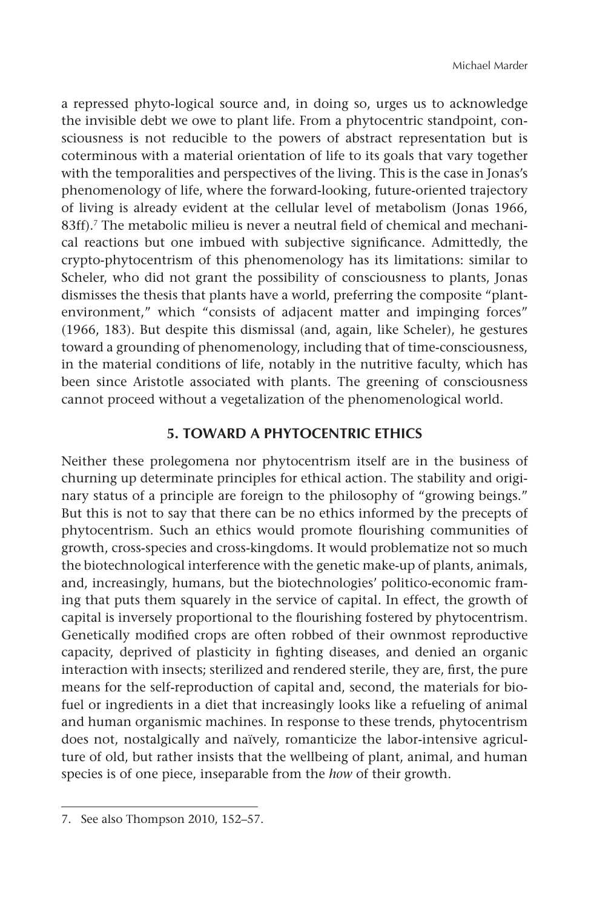a repressed phyto-logical source and, in doing so, urges us to acknowledge the invisible debt we owe to plant life. From a phytocentric standpoint, consciousness is not reducible to the powers of abstract representation but is coterminous with a material orientation of life to its goals that vary together with the temporalities and perspectives of the living. This is the case in Jonas's phenomenology of life, where the forward-looking, future-oriented trajectory of living is already evident at the cellular level of metabolism (Jonas 1966, 83ff).[7] The metabolic milieu is never a neutral field of chemical and mechanical reactions but one imbued with subjective significance. Admittedly, the crypto-phytocentrism of this phenomenology has its limitations: similar to Scheler, who did not grant the possibility of consciousness to plants, Jonas dismisses the thesis that plants have a world, preferring the composite "plant-environment," which "consists of adjacent matter and impinging forces" (1966, 183). But despite this dismissal (and, again, like Scheler), he gestures toward a grounding of phenomenology, including that of time-consciousness, in the material conditions of life, notably in the nutritive faculty, which has been since Aristotle associated with plants. The greening of consciousness cannot proceed without a vegetalization of the phenomenological world.

## 5. TOWARD A PHYTOCENTRIC ETHICS

Neither these prolegomena nor phytocentrism itself are in the business of churning up determinate principles for ethical action. The stability and originary status of a principle are foreign to the philosophy of "growing beings." But this is not to say that there can be no ethics informed by the precepts of phytocentrism. Such an ethics would promote flourishing communities of growth, cross-species and cross-kingdoms. It would problematize not so much the biotechnological interference with the genetic make-up of plants, animals, and, increasingly, humans, but the biotechnologies' politico-economic framing that puts them squarely in the service of capital. In effect, the growth of capital is inversely proportional to the flourishing fostered by phytocentrism. Genetically modified crops are often robbed of their ownmost reproductive capacity, deprived of plasticity in fighting diseases, and denied an organic interaction with insects; sterilized and rendered sterile, they are, first, the pure means for the self-reproduction of capital and, second, the materials for biofuel or ingredients in a diet that increasingly looks like a refueling of animal and human organismic machines. In response to these trends, phytocentrism does not, nostalgically and naïvely, romanticize the labor-intensive agriculture of old, but rather insists that the wellbeing of plant, animal, and human species is of one piece, inseparable from the *how* of their growth.

7. See also Thompson 2010, 152–57.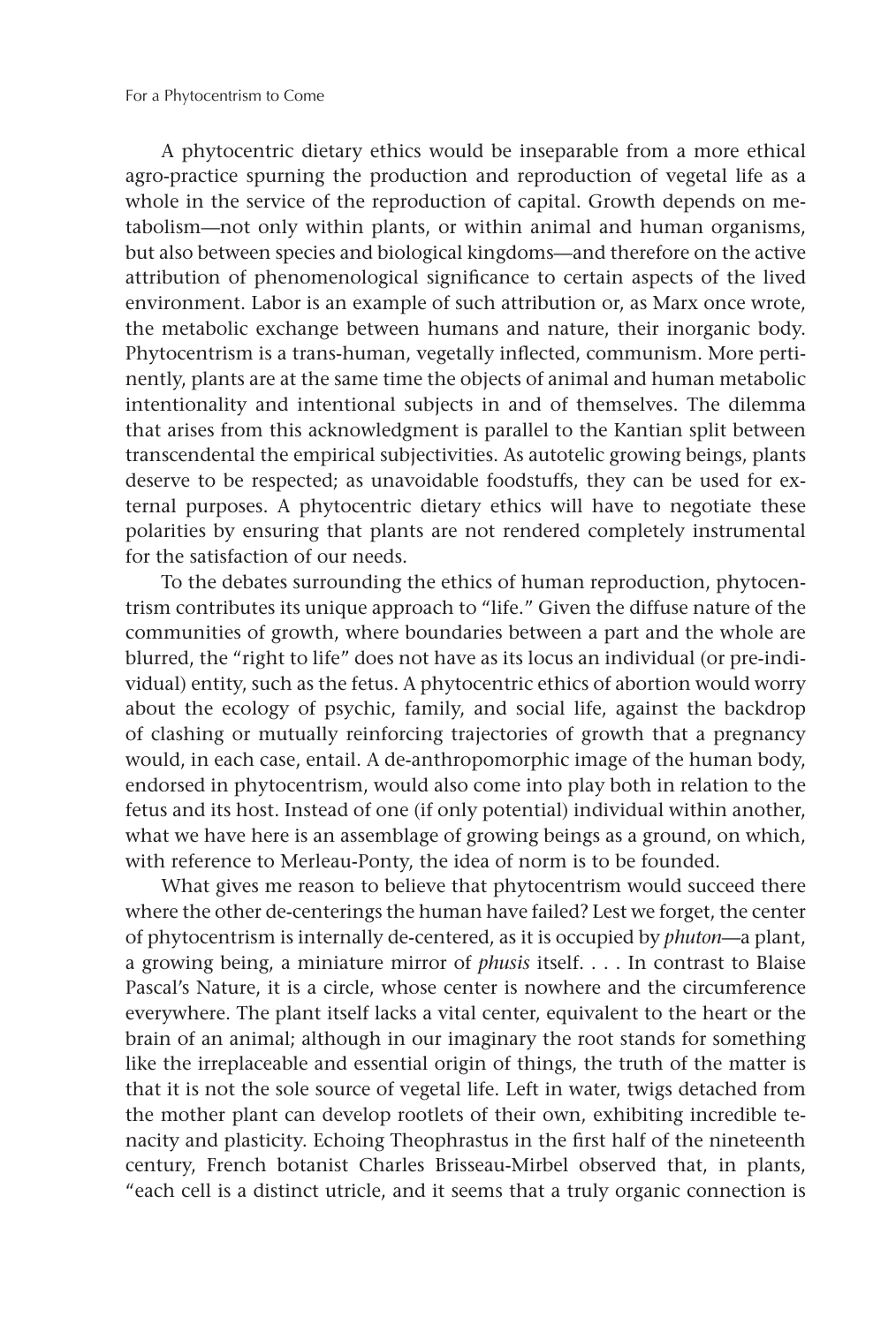A phytocentric dietary ethics would be inseparable from a more ethical agro-practice spurning the production and reproduction of vegetal life as a whole in the service of the reproduction of capital. Growth depends on metabolism—not only within plants, or within animal and human organisms, but also between species and biological kingdoms—and therefore on the active attribution of phenomenological significance to certain aspects of the lived environment. Labor is an example of such attribution or, as Marx once wrote, the metabolic exchange between humans and nature, their inorganic body. Phytocentrism is a trans-human, vegetally inflected, communism. More pertinently, plants are at the same time the objects of animal and human metabolic intentionality and intentional subjects in and of themselves. The dilemma that arises from this acknowledgment is parallel to the Kantian split between transcendental the empirical subjectivities. As autotelic growing beings, plants deserve to be respected; as unavoidable foodstuffs, they can be used for external purposes. A phytocentric dietary ethics will have to negotiate these polarities by ensuring that plants are not rendered completely instrumental for the satisfaction of our needs.

To the debates surrounding the ethics of human reproduction, phytocentrism contributes its unique approach to "life." Given the diffuse nature of the communities of growth, where boundaries between a part and the whole are blurred, the "right to life" does not have as its locus an individual (or pre-individual) entity, such as the fetus. A phytocentric ethics of abortion would worry about the ecology of psychic, family, and social life, against the backdrop of clashing or mutually reinforcing trajectories of growth that a pregnancy would, in each case, entail. A de-anthropomorphic image of the human body, endorsed in phytocentrism, would also come into play both in relation to the fetus and its host. Instead of one (if only potential) individual within another, what we have here is an assemblage of growing beings as a ground, on which, with reference to Merleau-Ponty, the idea of norm is to be founded.

What gives me reason to believe that phytocentrism would succeed there where the other de-centerings the human have failed? Lest we forget, the center of phytocentrism is internally de-centered, as it is occupied by *phuton*—a plant, a growing being, a miniature mirror of *phusis* itself. . . . In contrast to Blaise Pascal's Nature, it is a circle, whose center is nowhere and the circumference everywhere. The plant itself lacks a vital center, equivalent to the heart or the brain of an animal; although in our imaginary the root stands for something like the irreplaceable and essential origin of things, the truth of the matter is that it is not the sole source of vegetal life. Left in water, twigs detached from the mother plant can develop rootlets of their own, exhibiting incredible tenacity and plasticity. Echoing Theophrastus in the first half of the nineteenth century, French botanist Charles Brisseau-Mirbel observed that, in plants, "each cell is a distinct utricle, and it seems that a truly organic connection is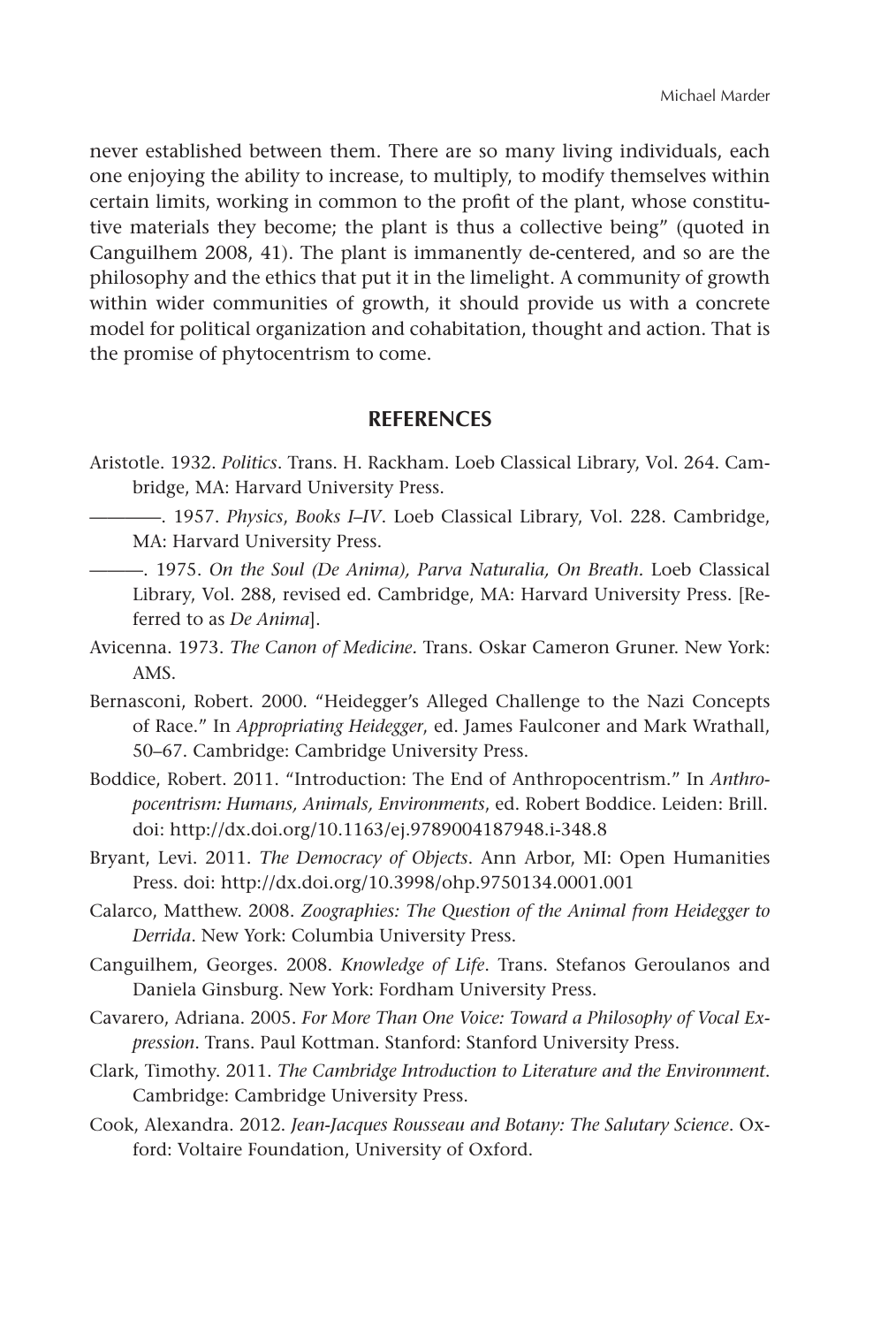never established between them. There are so many living individuals, each one enjoying the ability to increase, to multiply, to modify themselves within certain limits, working in common to the profit of the plant, whose constitutive materials they become; the plant is thus a collective being" (quoted in Canguilhem 2008, 41). The plant is immanently de-centered, and so are the philosophy and the ethics that put it in the limelight. A community of growth within wider communities of growth, it should provide us with a concrete model for political organization and cohabitation, thought and action. That is the promise of phytocentrism to come.

## REFERENCES

Aristotle. 1932. *Politics*. Trans. H. Rackham. Loeb Classical Library, Vol. 264. Cambridge, MA: Harvard University Press.

————. 1957. *Physics*, *Books I–IV*. Loeb Classical Library, Vol. 228. Cambridge, MA: Harvard University Press.

———. 1975. *On the Soul (De Anima), Parva Naturalia, On Breath*. Loeb Classical Library, Vol. 288, revised ed. Cambridge, MA: Harvard University Press. [Referred to as *De Anima*].

Avicenna. 1973. *The Canon of Medicine*. Trans. Oskar Cameron Gruner. New York: AMS.

Bernasconi, Robert. 2000. "Heidegger's Alleged Challenge to the Nazi Concepts of Race." In *Appropriating Heidegger*, ed. James Faulconer and Mark Wrathall, 50–67. Cambridge: Cambridge University Press.

Boddice, Robert. 2011. "Introduction: The End of Anthropocentrism." In *Anthropocentrism: Humans, Animals, Environments*, ed. Robert Boddice. Leiden: Brill. doi: http://dx.doi.org/10.1163/ej.9789004187948.i-348.8

Bryant, Levi. 2011. *The Democracy of Objects*. Ann Arbor, MI: Open Humanities Press. doi: http://dx.doi.org/10.3998/ohp.9750134.0001.001

Calarco, Matthew. 2008. *Zoographies: The Question of the Animal from Heidegger to Derrida*. New York: Columbia University Press.

Canguilhem, Georges. 2008. *Knowledge of Life*. Trans. Stefanos Geroulanos and Daniela Ginsburg. New York: Fordham University Press.

Cavarero, Adriana. 2005. *For More Than One Voice: Toward a Philosophy of Vocal Expression*. Trans. Paul Kottman. Stanford: Stanford University Press.

Clark, Timothy. 2011. *The Cambridge Introduction to Literature and the Environment*. Cambridge: Cambridge University Press.

Cook, Alexandra. 2012. *Jean-Jacques Rousseau and Botany: The Salutary Science*. Oxford: Voltaire Foundation, University of Oxford.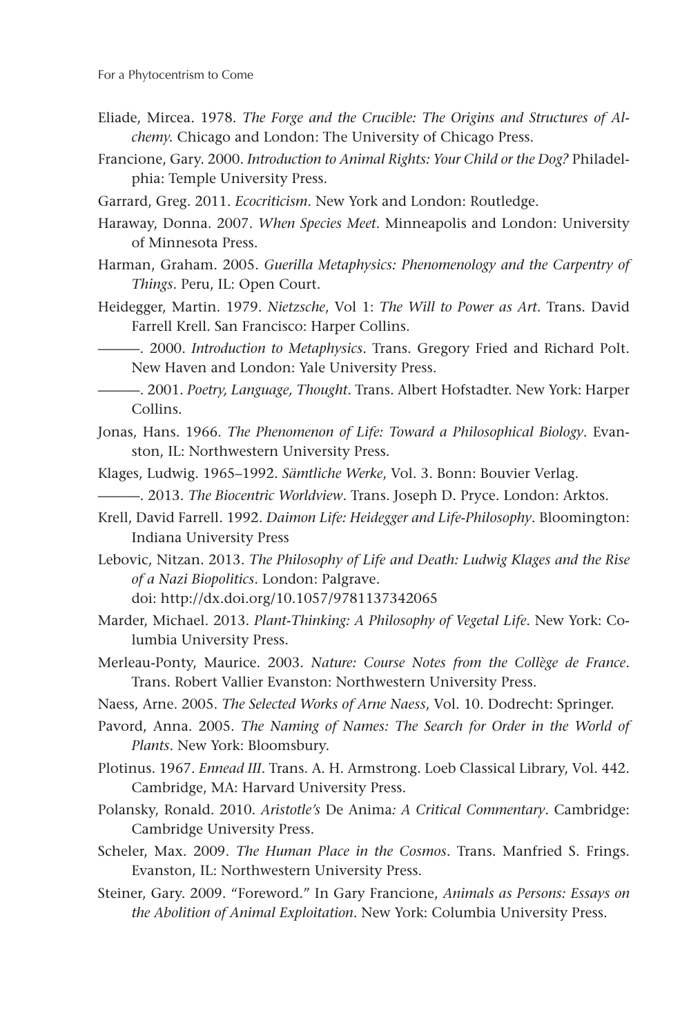Eliade, Mircea. 1978. *The Forge and the Crucible: The Origins and Structures of Alchemy.* Chicago and London: The University of Chicago Press.

Francione, Gary. 2000. *Introduction to Animal Rights: Your Child or the Dog?* Philadelphia: Temple University Press.

Garrard, Greg. 2011. *Ecocriticism*. New York and London: Routledge.

Haraway, Donna. 2007. *When Species Meet*. Minneapolis and London: University of Minnesota Press.

Harman, Graham. 2005. *Guerilla Metaphysics: Phenomenology and the Carpentry of Things*. Peru, IL: Open Court.

Heidegger, Martin. 1979. *Nietzsche*, Vol 1: *The Will to Power as Art*. Trans. David Farrell Krell. San Francisco: Harper Collins.

———. 2000. *Introduction to Metaphysics*. Trans. Gregory Fried and Richard Polt. New Haven and London: Yale University Press.

———. 2001. *Poetry, Language, Thought*. Trans. Albert Hofstadter. New York: Harper Collins.

Jonas, Hans. 1966. *The Phenomenon of Life: Toward a Philosophical Biology*. Evanston, IL: Northwestern University Press.

Klages, Ludwig. 1965–1992. *Sämtliche Werke*, Vol. 3. Bonn: Bouvier Verlag.

———. 2013. *The Biocentric Worldview*. Trans. Joseph D. Pryce. London: Arktos.

Krell, David Farrell. 1992. *Daimon Life: Heidegger and Life-Philosophy*. Bloomington: Indiana University Press

Lebovic, Nitzan. 2013. *The Philosophy of Life and Death: Ludwig Klages and the Rise of a Nazi Biopolitics*. London: Palgrave. doi: http://dx.doi.org/10.1057/9781137342065

Marder, Michael. 2013. *Plant-Thinking: A Philosophy of Vegetal Life*. New York: Columbia University Press.

Merleau-Ponty, Maurice. 2003. *Nature: Course Notes from the Collège de France*. Trans. Robert Vallier Evanston: Northwestern University Press.

Naess, Arne. 2005. *The Selected Works of Arne Naess*, Vol. 10. Dodrecht: Springer.

Pavord, Anna. 2005. *The Naming of Names: The Search for Order in the World of Plants*. New York: Bloomsbury.

Plotinus. 1967. *Ennead III*. Trans. A. H. Armstrong. Loeb Classical Library, Vol. 442. Cambridge, MA: Harvard University Press.

Polansky, Ronald. 2010. *Aristotle's* De Anima*: A Critical Commentary*. Cambridge: Cambridge University Press.

Scheler, Max. 2009. *The Human Place in the Cosmos*. Trans. Manfried S. Frings. Evanston, IL: Northwestern University Press.

Steiner, Gary. 2009. "Foreword." In Gary Francione, *Animals as Persons: Essays on the Abolition of Animal Exploitation*. New York: Columbia University Press.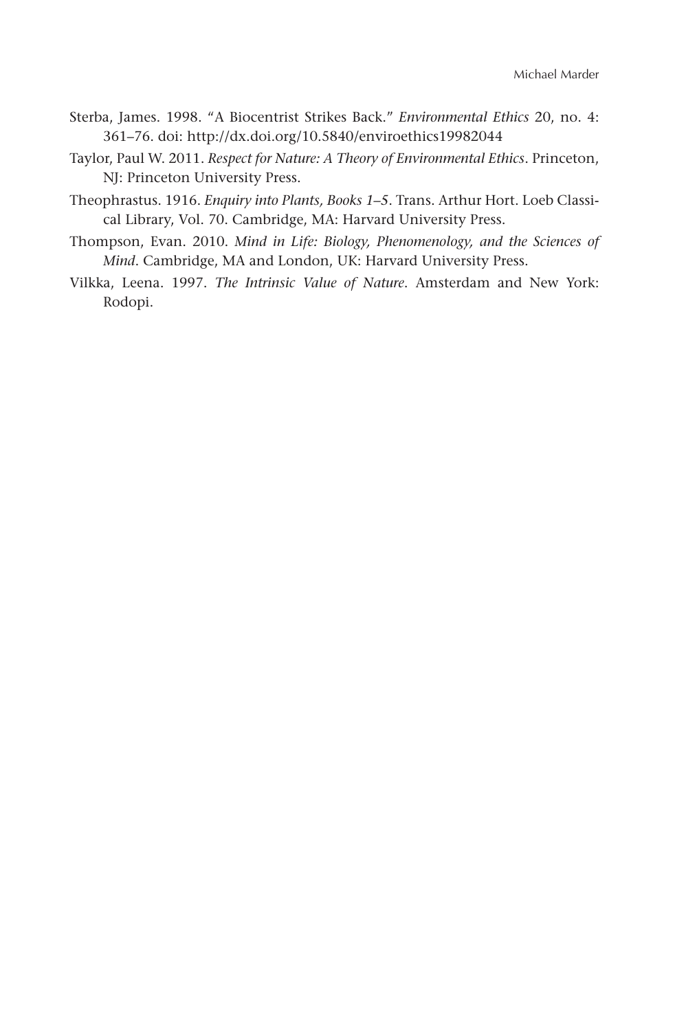Sterba, James. 1998. "A Biocentrist Strikes Back." *Environmental Ethics* 20, no. 4: 361–76. doi: http://dx.doi.org/10.5840/enviroethics19982044

Taylor, Paul W. 2011. *Respect for Nature: A Theory of Environmental Ethics*. Princeton, NJ: Princeton University Press.

Theophrastus. 1916. *Enquiry into Plants, Books 1–5*. Trans. Arthur Hort. Loeb Classical Library, Vol. 70. Cambridge, MA: Harvard University Press.

Thompson, Evan. 2010. *Mind in Life: Biology, Phenomenology, and the Sciences of Mind*. Cambridge, MA and London, UK: Harvard University Press.

Vilkka, Leena. 1997. *The Intrinsic Value of Nature*. Amsterdam and New York: Rodopi.